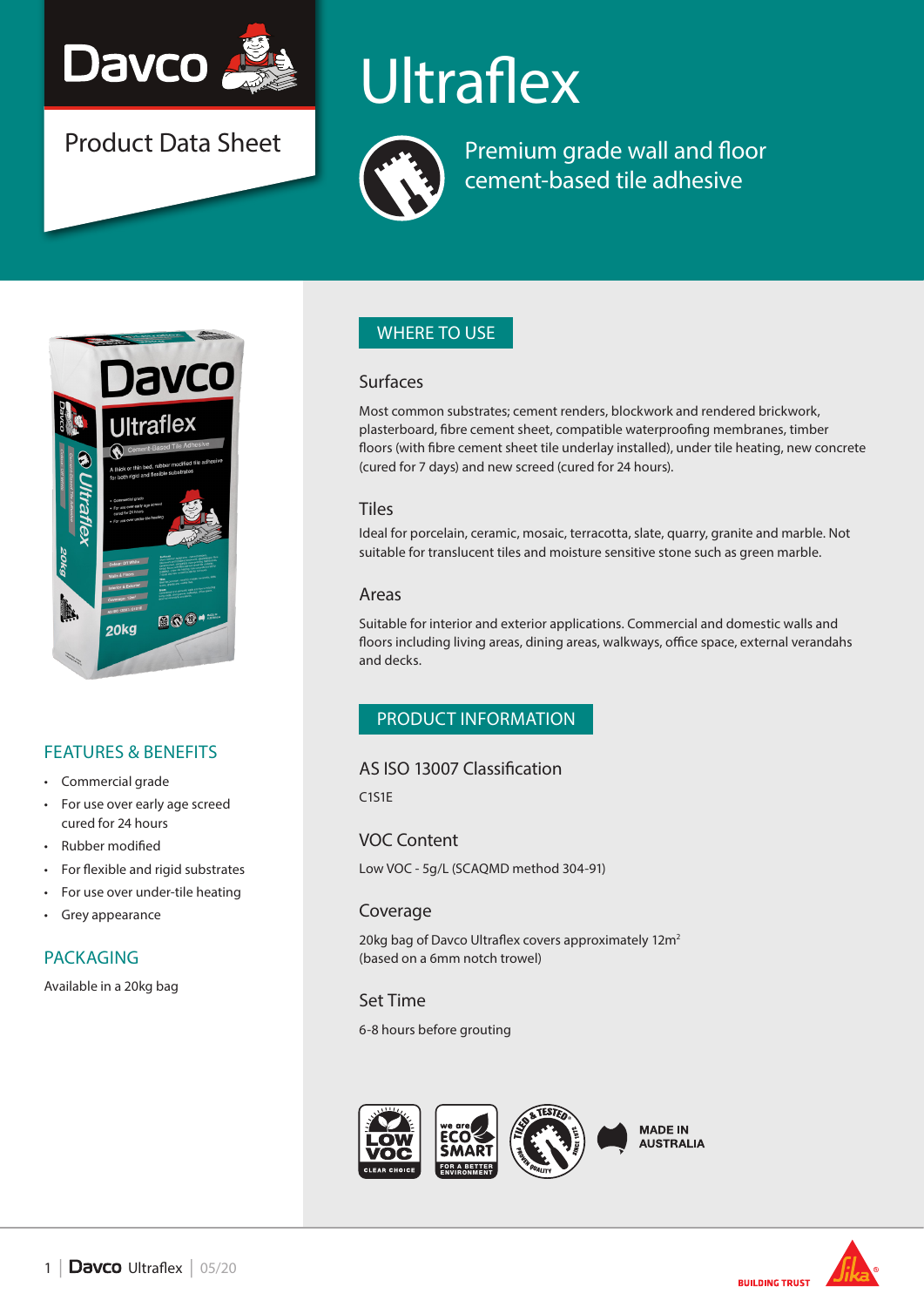# Ultraflex

Product Data Sheet

Premium grade wall and floor cement-based tile adhesive

## FEATURES & BENEFITS

- Commercial grade
- For use over early age screed cured for 24 hours
- Rubber modified
- For flexible and rigid substrates
- For use over under-tile heating
- Grey appearance

## PACKAGING

Available in a 20kg bag

## WHERE TO USE

### Surfaces

Most common substrates; cement renders, blockwork and rendered brickwork, plasterboard, fibre cement sheet, compatible waterproofing membranes, timber floors (with fibre cement sheet tile underlay installed), under tile heating, new concrete (cured for 7 days) and new screed (cured for 24 hours).

### Tiles

Ideal for porcelain, ceramic, mosaic, terracotta, slate, quarry, granite and marble. Not suitable for translucent tiles and moisture sensitive stone such as green marble.

### Areas

Suitable for interior and exterior applications. Commercial and domestic walls and floors including living areas, dining areas, walkways, office space, external verandahs and decks.

## PRODUCT INFORMATION

### AS ISO 13007 Classification

C1S1E

### VOC Content

Low VOC - 5g/L (SCAQMD method 304-91)

### Coverage

20kg bag of Davco Ultraflex covers approximately 12m$^2$ (based on a 6mm notch trowel)

### Set Time

6-8 hours before grouting

LOW VOC CLEAR CHOICE | we are ECO SMART FOR A BETTER ENVIRONMENT | TILED & TESTED SINCE 1971 PROVEN QUALITY | MADE IN AUSTRALIA

BUILDING TRUST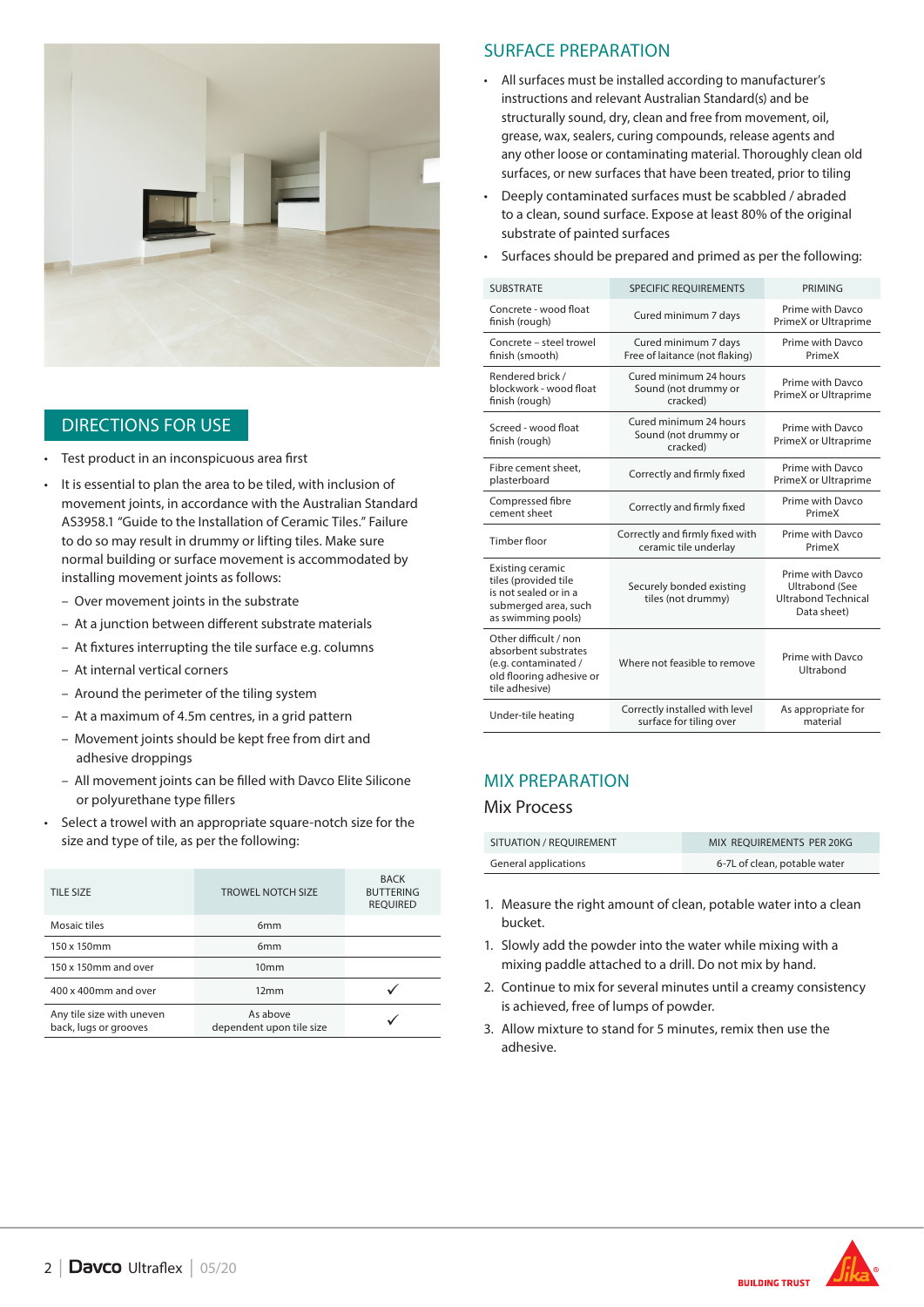## DIRECTIONS FOR USE

- Test product in an inconspicuous area first
- It is essential to plan the area to be tiled, with inclusion of movement joints, in accordance with the Australian Standard AS3958.1 "Guide to the Installation of Ceramic Tiles." Failure to do so may result in drummy or lifting tiles. Make sure normal building or surface movement is accommodated by installing movement joints as follows:
  - Over movement joints in the substrate
  - At a junction between different substrate materials
  - At fixtures interrupting the tile surface e.g. columns
  - At internal vertical corners
  - Around the perimeter of the tiling system
  - At a maximum of 4.5m centres, in a grid pattern
  - Movement joints should be kept free from dirt and adhesive droppings
  - All movement joints can be filled with Davco Elite Silicone or polyurethane type fillers
- Select a trowel with an appropriate square-notch size for the size and type of tile, as per the following:

| TILE SIZE | TROWEL NOTCH SIZE | BACK BUTTERING REQUIRED |
|---|---|---|
| Mosaic tiles | 6mm | |
| 150 x 150mm | 6mm | |
| 150 x 150mm and over | 10mm | |
| 400 x 400mm and over | 12mm | ✓ |
| Any tile size with uneven back, lugs or grooves | As above dependent upon tile size | ✓ |

## SURFACE PREPARATION

- All surfaces must be installed according to manufacturer's instructions and relevant Australian Standard(s) and be structurally sound, dry, clean and free from movement, oil, grease, wax, sealers, curing compounds, release agents and any other loose or contaminating material. Thoroughly clean old surfaces, or new surfaces that have been treated, prior to tiling
- Deeply contaminated surfaces must be scabbled / abraded to a clean, sound surface. Expose at least 80% of the original substrate of painted surfaces
- Surfaces should be prepared and primed as per the following:

| SUBSTRATE | SPECIFIC REQUIREMENTS | PRIMING |
|---|---|---|
| Concrete - wood float finish (rough) | Cured minimum 7 days | Prime with Davco PrimeX or Ultraprime |
| Concrete – steel trowel finish (smooth) | Cured minimum 7 days Free of laitance (not flaking) | Prime with Davco PrimeX |
| Rendered brick / blockwork - wood float finish (rough) | Cured minimum 24 hours Sound (not drummy or cracked) | Prime with Davco PrimeX or Ultraprime |
| Screed - wood float finish (rough) | Cured minimum 24 hours Sound (not drummy or cracked) | Prime with Davco PrimeX or Ultraprime |
| Fibre cement sheet, plasterboard | Correctly and firmly fixed | Prime with Davco PrimeX or Ultraprime |
| Compressed fibre cement sheet | Correctly and firmly fixed | Prime with Davco PrimeX |
| Timber floor | Correctly and firmly fixed with ceramic tile underlay | Prime with Davco PrimeX |
| Existing ceramic tiles (provided tile is not sealed or in a submerged area, such as swimming pools) | Securely bonded existing tiles (not drummy) | Prime with Davco Ultrabond (See Ultrabond Technical Data sheet) |
| Other difficult / non absorbent substrates (e.g. contaminated / old flooring adhesive or tile adhesive) | Where not feasible to remove | Prime with Davco Ultrabond |
| Under-tile heating | Correctly installed with level surface for tiling over | As appropriate for material |

## MIX PREPARATION

### Mix Process

| SITUATION / REQUIREMENT | MIX REQUIREMENTS PER 20KG |
|---|---|
| General applications | 6-7L of clean, potable water |

1. Measure the right amount of clean, potable water into a clean bucket.
1. Slowly add the powder into the water while mixing with a mixing paddle attached to a drill. Do not mix by hand.
2. Continue to mix for several minutes until a creamy consistency is achieved, free of lumps of powder.
3. Allow mixture to stand for 5 minutes, remix then use the adhesive.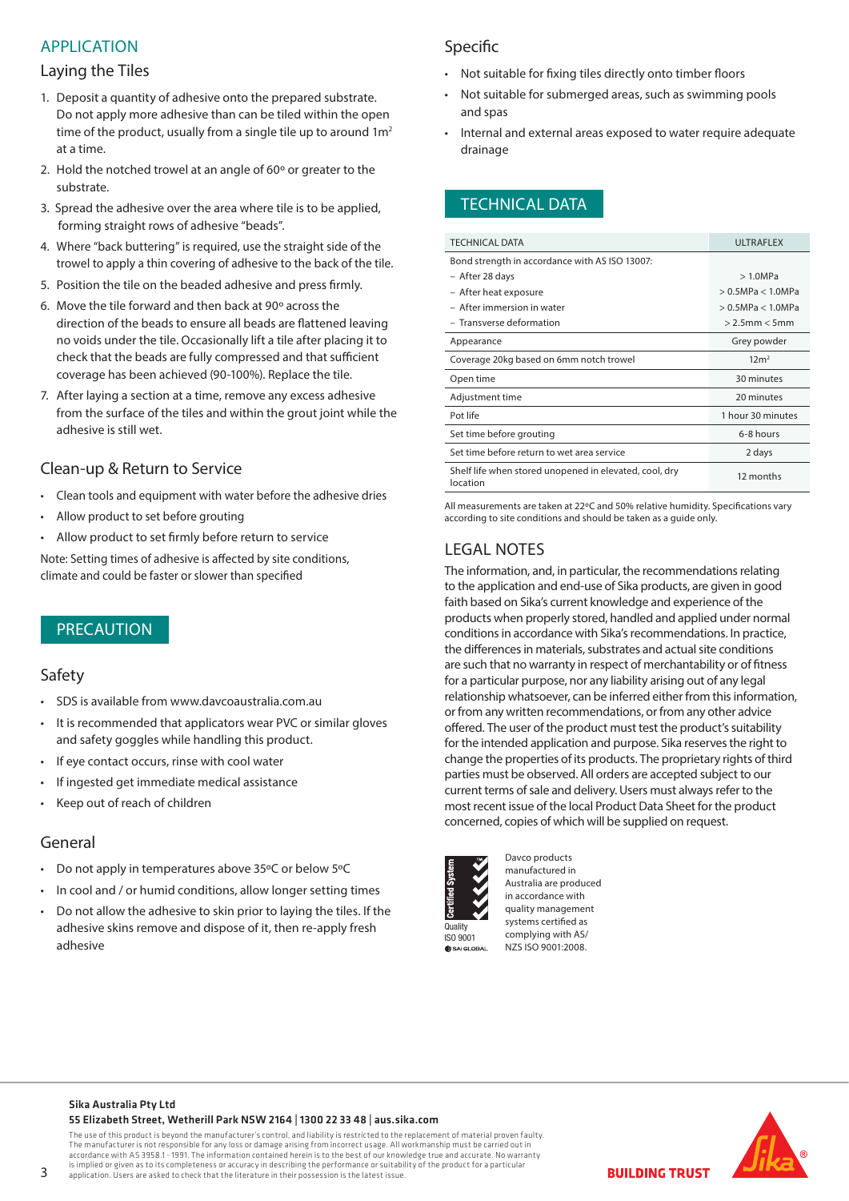## APPLICATION

### Laying the Tiles

1. Deposit a quantity of adhesive onto the prepared substrate. Do not apply more adhesive than can be tiled within the open time of the product, usually from a single tile up to around $1m^2$ at a time.
2. Hold the notched trowel at an angle of 60º or greater to the substrate.
3. Spread the adhesive over the area where tile is to be applied, forming straight rows of adhesive "beads".
4. Where "back buttering" is required, use the straight side of the trowel to apply a thin covering of adhesive to the back of the tile.
5. Position the tile on the beaded adhesive and press firmly.
6. Move the tile forward and then back at 90º across the direction of the beads to ensure all beads are flattened leaving no voids under the tile. Occasionally lift a tile after placing it to check that the beads are fully compressed and that sufficient coverage has been achieved (90-100%). Replace the tile.
7. After laying a section at a time, remove any excess adhesive from the surface of the tiles and within the grout joint while the adhesive is still wet.

### Clean-up & Return to Service

- Clean tools and equipment with water before the adhesive dries
- Allow product to set before grouting
- Allow product to set firmly before return to service

Note: Setting times of adhesive is affected by site conditions, climate and could be faster or slower than specified

## PRECAUTION

### Safety

- SDS is available from www.davcoaustralia.com.au
- It is recommended that applicators wear PVC or similar gloves and safety goggles while handling this product.
- If eye contact occurs, rinse with cool water
- If ingested get immediate medical assistance
- Keep out of reach of children

### General

- Do not apply in temperatures above 35ºC or below 5ºC
- In cool and / or humid conditions, allow longer setting times
- Do not allow the adhesive to skin prior to laying the tiles. If the adhesive skins remove and dispose of it, then re-apply fresh adhesive

### Specific

- Not suitable for fixing tiles directly onto timber floors
- Not suitable for submerged areas, such as swimming pools and spas
- Internal and external areas exposed to water require adequate drainage

## TECHNICAL DATA

| TECHNICAL DATA | ULTRAFLEX |
|---|---|
| Bond strength in accordance with AS ISO 13007: | |
| – After 28 days | > 1.0MPa |
| – After heat exposure | > 0.5MPa < 1.0MPa |
| – After immersion in water | > 0.5MPa < 1.0MPa |
| – Transverse deformation | > 2.5mm < 5mm |
| Appearance | Grey powder |
| Coverage 20kg based on 6mm notch trowel | $12m^2$ |
| Open time | 30 minutes |
| Adjustment time | 20 minutes |
| Pot life | 1 hour 30 minutes |
| Set time before grouting | 6-8 hours |
| Set time before return to wet area service | 2 days |
| Shelf life when stored unopened in elevated, cool, dry location | 12 months |

All measurements are taken at 22ºC and 50% relative humidity. Specifications vary according to site conditions and should be taken as a guide only.

## LEGAL NOTES

The information, and, in particular, the recommendations relating to the application and end-use of Sika products, are given in good faith based on Sika's current knowledge and experience of the products when properly stored, handled and applied under normal conditions in accordance with Sika's recommendations. In practice, the differences in materials, substrates and actual site conditions are such that no warranty in respect of merchantability or of fitness for a particular purpose, nor any liability arising out of any legal relationship whatsoever, can be inferred either from this information, or from any written recommendations, or from any other advice offered. The user of the product must test the product's suitability for the intended application and purpose. Sika reserves the right to change the properties of its products. The proprietary rights of third parties must be observed. All orders are accepted subject to our current terms of sale and delivery. Users must always refer to the most recent issue of the local Product Data Sheet for the product concerned, copies of which will be supplied on request.

Certified System Quality ISO 9001 SAI GLOBAL

Davco products manufactured in Australia are produced in accordance with quality management systems certified as complying with AS/NZS ISO 9001:2008.

**Sika Australia Pty Ltd**

**55 Elizabeth Street, Wetherill Park NSW 2164 | 1300 22 33 48 | aus.sika.com**

The use of this product is beyond the manufacturer's control, and liability is restricted to the replacement of material proven faulty. The manufacturer is not responsible for any loss or damage arising from incorrect usage. All workmanship must be carried out in accordance with AS 3958.1 - 1991. The information contained herein is to the best of our knowledge true and accurate. No warranty is implied or given as to its completeness or accuracy in describing the performance or suitability of the product for a particular application. Users are asked to check that the literature in their possession is the latest issue.

BUILDING TRUST